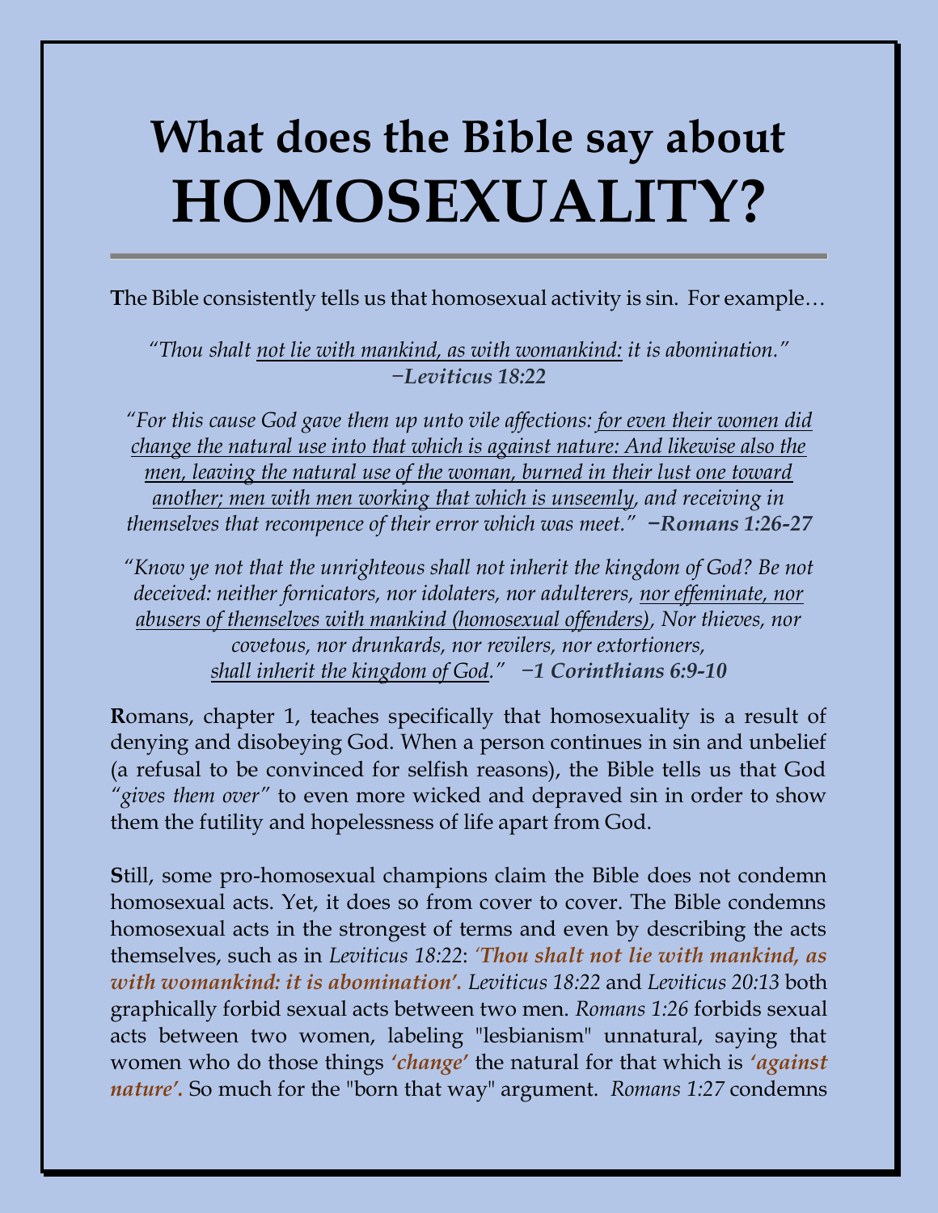# What does the Bible say about HOMOSEXUALITY?

---

**T**he Bible consistently tells us that homosexual activity is sin. For example…

*"Thou shalt not lie with mankind, as with womankind: it is abomination."* **−Leviticus 18:22**

*"For this cause God gave them up unto vile affections: for even their women did change the natural use into that which is against nature: And likewise also the men, leaving the natural use of the woman, burned in their lust one toward another; men with men working that which is unseemly, and receiving in themselves that recompence of their error which was meet."* **−Romans 1:26-27**

*"Know ye not that the unrighteous shall not inherit the kingdom of God? Be not deceived: neither fornicators, nor idolaters, nor adulterers, nor effeminate, nor abusers of themselves with mankind (homosexual offenders), Nor thieves, nor covetous, nor drunkards, nor revilers, nor extortioners, shall inherit the kingdom of God."* **−1 Corinthians 6:9-10**

**R**omans, chapter 1, teaches specifically that homosexuality is a result of denying and disobeying God. When a person continues in sin and unbelief (a refusal to be convinced for selfish reasons), the Bible tells us that God *"gives them over"* to even more wicked and depraved sin in order to show them the futility and hopelessness of life apart from God.

**S**till, some pro-homosexual champions claim the Bible does not condemn homosexual acts. Yet, it does so from cover to cover. The Bible condemns homosexual acts in the strongest of terms and even by describing the acts themselves, such as in *Leviticus 18:22*: ***'Thou shalt not lie with mankind, as with womankind: it is abomination'.*** *Leviticus 18:22* and *Leviticus 20:13* both graphically forbid sexual acts between two men. *Romans 1:26* forbids sexual acts between two women, labeling "lesbianism" unnatural, saying that women who do those things ***'change'*** the natural for that which is ***'against nature'.*** So much for the "born that way" argument. *Romans 1:27* condemns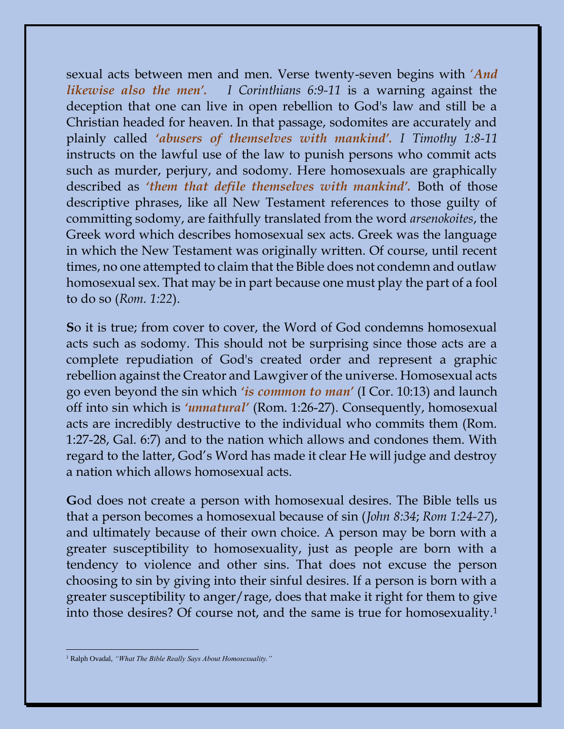sexual acts between men and men. Verse twenty-seven begins with ***'And likewise also the men'.*** *I Corinthians 6:9-11* is a warning against the deception that one can live in open rebellion to God's law and still be a Christian headed for heaven. In that passage, sodomites are accurately and plainly called ***'abusers of themselves with mankind'.*** *I Timothy 1:8-11* instructs on the lawful use of the law to punish persons who commit acts such as murder, perjury, and sodomy. Here homosexuals are graphically described as ***'them that defile themselves with mankind'.*** Both of those descriptive phrases, like all New Testament references to those guilty of committing sodomy, are faithfully translated from the word *arsenokoites*, the Greek word which describes homosexual sex acts. Greek was the language in which the New Testament was originally written. Of course, until recent times, no one attempted to claim that the Bible does not condemn and outlaw homosexual sex. That may be in part because one must play the part of a fool to do so (*Rom. 1:22*).

**S**o it is true; from cover to cover, the Word of God condemns homosexual acts such as sodomy. This should not be surprising since those acts are a complete repudiation of God's created order and represent a graphic rebellion against the Creator and Lawgiver of the universe. Homosexual acts go even beyond the sin which ***'is common to man'*** (I Cor. 10:13) and launch off into sin which is ***'unnatural'*** (Rom. 1:26-27). Consequently, homosexual acts are incredibly destructive to the individual who commits them (Rom. 1:27-28, Gal. 6:7) and to the nation which allows and condones them. With regard to the latter, God's Word has made it clear He will judge and destroy a nation which allows homosexual acts.

**G**od does not create a person with homosexual desires. The Bible tells us that a person becomes a homosexual because of sin (*John 8:34*; *Rom 1:24-27*), and ultimately because of their own choice. A person may be born with a greater susceptibility to homosexuality, just as people are born with a tendency to violence and other sins. That does not excuse the person choosing to sin by giving into their sinful desires. If a person is born with a greater susceptibility to anger/rage, does that make it right for them to give into those desires? Of course not, and the same is true for homosexuality.[1]

---

[1] Ralph Ovadal, *"What The Bible Really Says About Homosexuality."*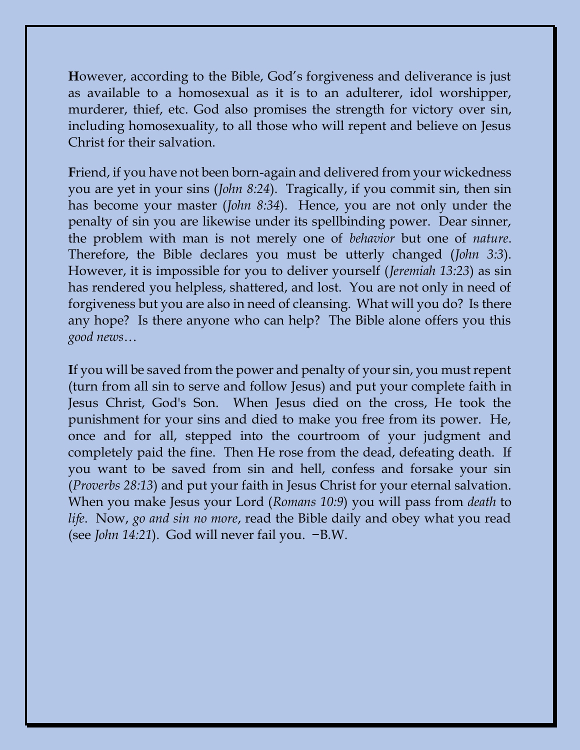**H**owever, according to the Bible, God's forgiveness and deliverance is just as available to a homosexual as it is to an adulterer, idol worshipper, murderer, thief, etc. God also promises the strength for victory over sin, including homosexuality, to all those who will repent and believe on Jesus Christ for their salvation.

**F**riend, if you have not been born-again and delivered from your wickedness you are yet in your sins (*John 8:24*). Tragically, if you commit sin, then sin has become your master (*John 8:34*). Hence, you are not only under the penalty of sin you are likewise under its spellbinding power. Dear sinner, the problem with man is not merely one of *behavior* but one of *nature*. Therefore, the Bible declares you must be utterly changed (*John 3:3*). However, it is impossible for you to deliver yourself (*Jeremiah 13:23*) as sin has rendered you helpless, shattered, and lost. You are not only in need of forgiveness but you are also in need of cleansing. What will you do? Is there any hope? Is there anyone who can help? The Bible alone offers you this *good news*…

**I**f you will be saved from the power and penalty of your sin, you must repent (turn from all sin to serve and follow Jesus) and put your complete faith in Jesus Christ, God's Son. When Jesus died on the cross, He took the punishment for your sins and died to make you free from its power. He, once and for all, stepped into the courtroom of your judgment and completely paid the fine. Then He rose from the dead, defeating death. If you want to be saved from sin and hell, confess and forsake your sin (*Proverbs 28:13*) and put your faith in Jesus Christ for your eternal salvation. When you make Jesus your Lord (*Romans 10:9*) you will pass from *death* to *life*. Now, *go and sin no more*, read the Bible daily and obey what you read (see *John 14:21*). God will never fail you. −B.W.